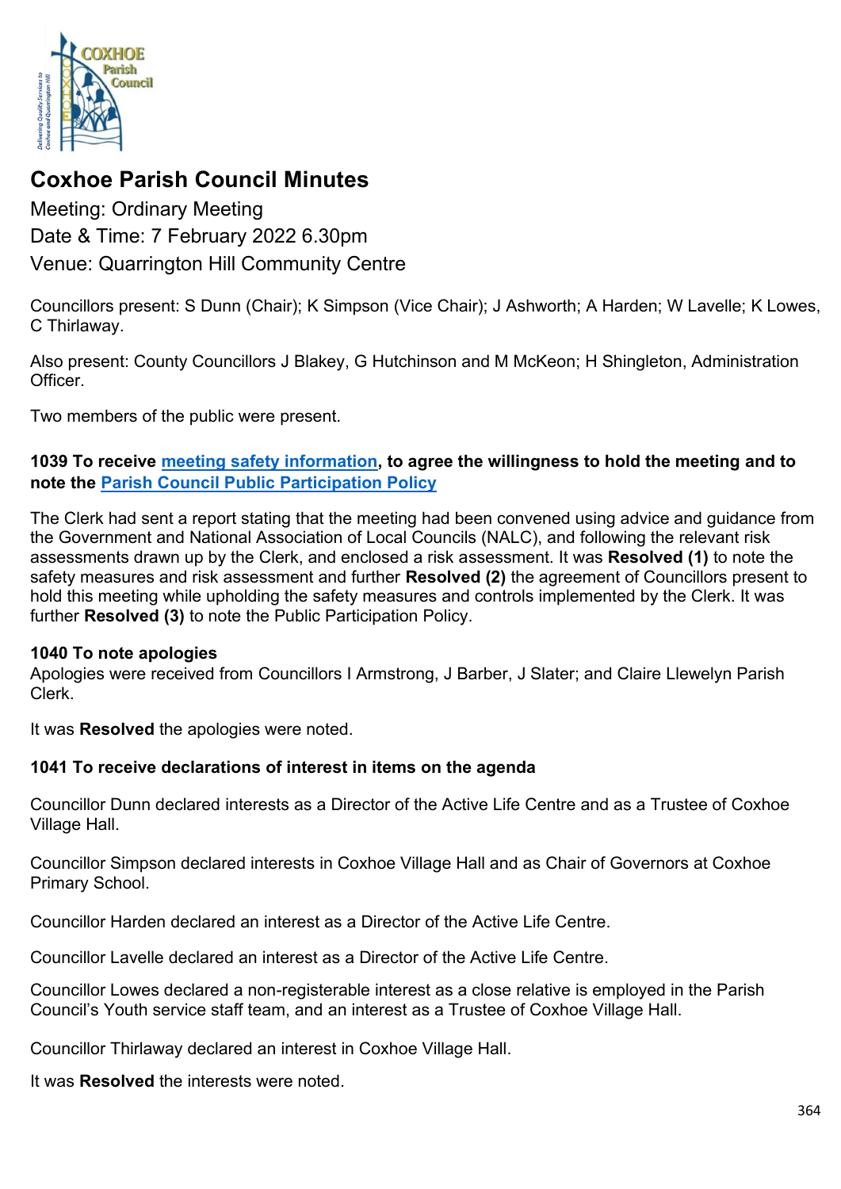# Coxhoe Parish Council Minutes

Meeting: Ordinary Meeting
Date & Time: 7 February 2022 6.30pm
Venue: Quarrington Hill Community Centre

Councillors present: S Dunn (Chair); K Simpson (Vice Chair); J Ashworth; A Harden; W Lavelle; K Lowes, C Thirlaway.

Also present: County Councillors J Blakey, G Hutchinson and M McKeon; H Shingleton, Administration Officer.

Two members of the public were present.

**1039 To receive meeting safety information, to agree the willingness to hold the meeting and to note the Parish Council Public Participation Policy**

The Clerk had sent a report stating that the meeting had been convened using advice and guidance from the Government and National Association of Local Councils (NALC), and following the relevant risk assessments drawn up by the Clerk, and enclosed a risk assessment. It was **Resolved (1)** to note the safety measures and risk assessment and further **Resolved (2)** the agreement of Councillors present to hold this meeting while upholding the safety measures and controls implemented by the Clerk. It was further **Resolved (3)** to note the Public Participation Policy.

**1040 To note apologies**

Apologies were received from Councillors I Armstrong, J Barber, J Slater; and Claire Llewelyn Parish Clerk.

It was **Resolved** the apologies were noted.

**1041 To receive declarations of interest in items on the agenda**

Councillor Dunn declared interests as a Director of the Active Life Centre and as a Trustee of Coxhoe Village Hall.

Councillor Simpson declared interests in Coxhoe Village Hall and as Chair of Governors at Coxhoe Primary School.

Councillor Harden declared an interest as a Director of the Active Life Centre.

Councillor Lavelle declared an interest as a Director of the Active Life Centre.

Councillor Lowes declared a non-registerable interest as a close relative is employed in the Parish Council's Youth service staff team, and an interest as a Trustee of Coxhoe Village Hall.

Councillor Thirlaway declared an interest in Coxhoe Village Hall.

It was **Resolved** the interests were noted.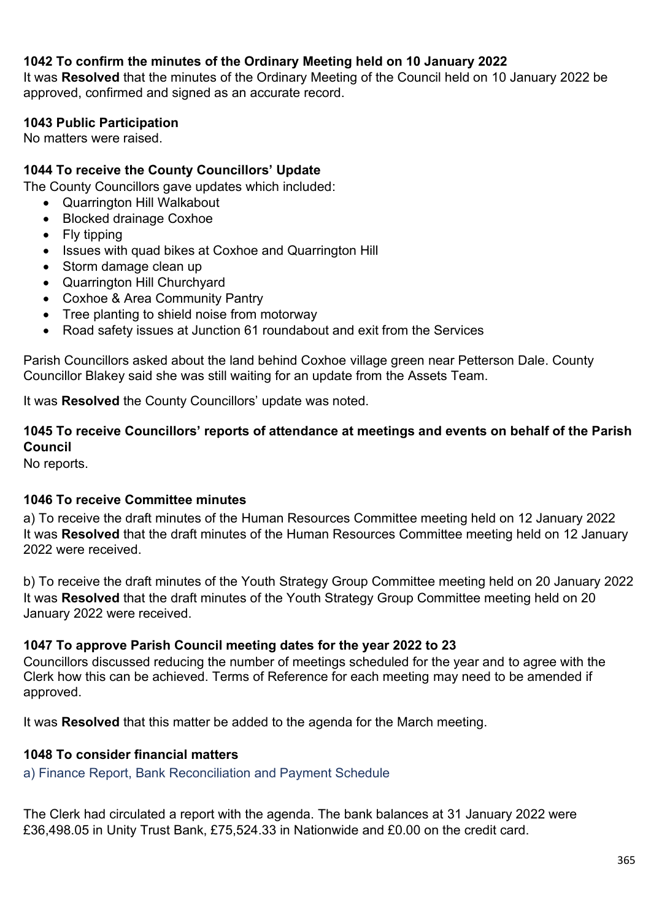**1042 To confirm the minutes of the Ordinary Meeting held on 10 January 2022**

It was **Resolved** that the minutes of the Ordinary Meeting of the Council held on 10 January 2022 be approved, confirmed and signed as an accurate record.

**1043 Public Participation**

No matters were raised.

**1044 To receive the County Councillors' Update**

The County Councillors gave updates which included:

- Quarrington Hill Walkabout
- Blocked drainage Coxhoe
- Fly tipping
- Issues with quad bikes at Coxhoe and Quarrington Hill
- Storm damage clean up
- Quarrington Hill Churchyard
- Coxhoe & Area Community Pantry
- Tree planting to shield noise from motorway
- Road safety issues at Junction 61 roundabout and exit from the Services

Parish Councillors asked about the land behind Coxhoe village green near Petterson Dale. County Councillor Blakey said she was still waiting for an update from the Assets Team.

It was **Resolved** the County Councillors' update was noted.

**1045 To receive Councillors' reports of attendance at meetings and events on behalf of the Parish Council**

No reports.

**1046 To receive Committee minutes**

a) To receive the draft minutes of the Human Resources Committee meeting held on 12 January 2022
It was **Resolved** that the draft minutes of the Human Resources Committee meeting held on 12 January 2022 were received.

b) To receive the draft minutes of the Youth Strategy Group Committee meeting held on 20 January 2022
It was **Resolved** that the draft minutes of the Youth Strategy Group Committee meeting held on 20 January 2022 were received.

**1047 To approve Parish Council meeting dates for the year 2022 to 23**

Councillors discussed reducing the number of meetings scheduled for the year and to agree with the Clerk how this can be achieved. Terms of Reference for each meeting may need to be amended if approved.

It was **Resolved** that this matter be added to the agenda for the March meeting.

**1048 To consider financial matters**

a) Finance Report, Bank Reconciliation and Payment Schedule

The Clerk had circulated a report with the agenda. The bank balances at 31 January 2022 were £36,498.05 in Unity Trust Bank, £75,524.33 in Nationwide and £0.00 on the credit card.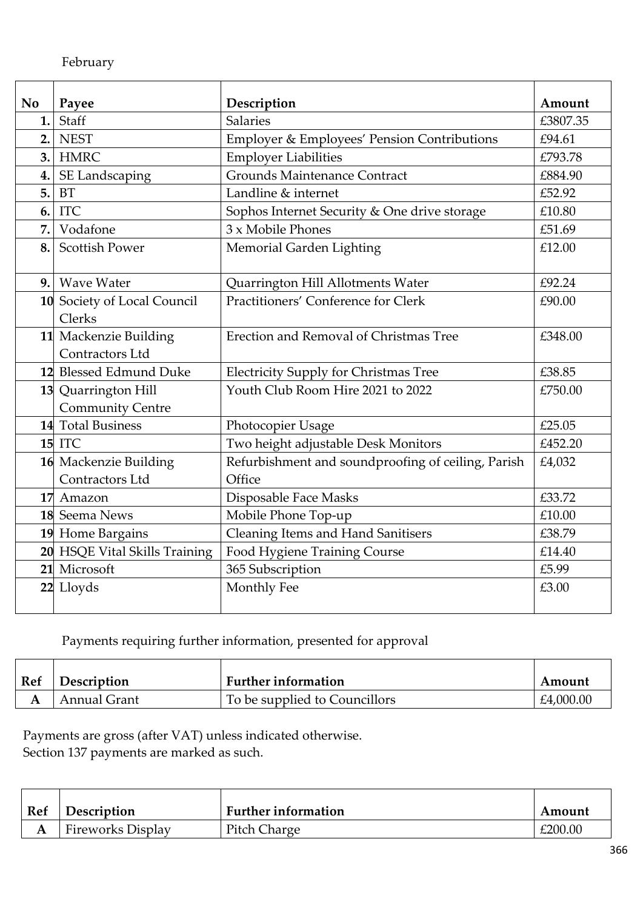February

| No | Payee | Description | Amount |
|---|---|---|---|
| 1. | Staff | Salaries | £3807.35 |
| 2. | NEST | Employer & Employees' Pension Contributions | £94.61 |
| 3. | HMRC | Employer Liabilities | £793.78 |
| 4. | SE Landscaping | Grounds Maintenance Contract | £884.90 |
| 5. | BT | Landline & internet | £52.92 |
| 6. | ITC | Sophos Internet Security & One drive storage | £10.80 |
| 7. | Vodafone | 3 x Mobile Phones | £51.69 |
| 8. | Scottish Power | Memorial Garden Lighting | £12.00 |
| 9. | Wave Water | Quarrington Hill Allotments Water | £92.24 |
| 10 | Society of Local Council Clerks | Practitioners' Conference for Clerk | £90.00 |
| 11 | Mackenzie Building Contractors Ltd | Erection and Removal of Christmas Tree | £348.00 |
| 12 | Blessed Edmund Duke | Electricity Supply for Christmas Tree | £38.85 |
| 13 | Quarrington Hill Community Centre | Youth Club Room Hire 2021 to 2022 | £750.00 |
| 14 | Total Business | Photocopier Usage | £25.05 |
| 15 | ITC | Two height adjustable Desk Monitors | £452.20 |
| 16 | Mackenzie Building Contractors Ltd | Refurbishment and soundproofing of ceiling, Parish Office | £4,032 |
| 17 | Amazon | Disposable Face Masks | £33.72 |
| 18 | Seema News | Mobile Phone Top-up | £10.00 |
| 19 | Home Bargains | Cleaning Items and Hand Sanitisers | £38.79 |
| 20 | HSQE Vital Skills Training | Food Hygiene Training Course | £14.40 |
| 21 | Microsoft | 365 Subscription | £5.99 |
| 22 | Lloyds | Monthly Fee | £3.00 |

Payments requiring further information, presented for approval

| Ref | Description | Further information | Amount |
|---|---|---|---|
| A | Annual Grant | To be supplied to Councillors | £4,000.00 |

Payments are gross (after VAT) unless indicated otherwise.
Section 137 payments are marked as such.

| Ref | Description | Further information | Amount |
|---|---|---|---|
| A | Fireworks Display | Pitch Charge | £200.00 |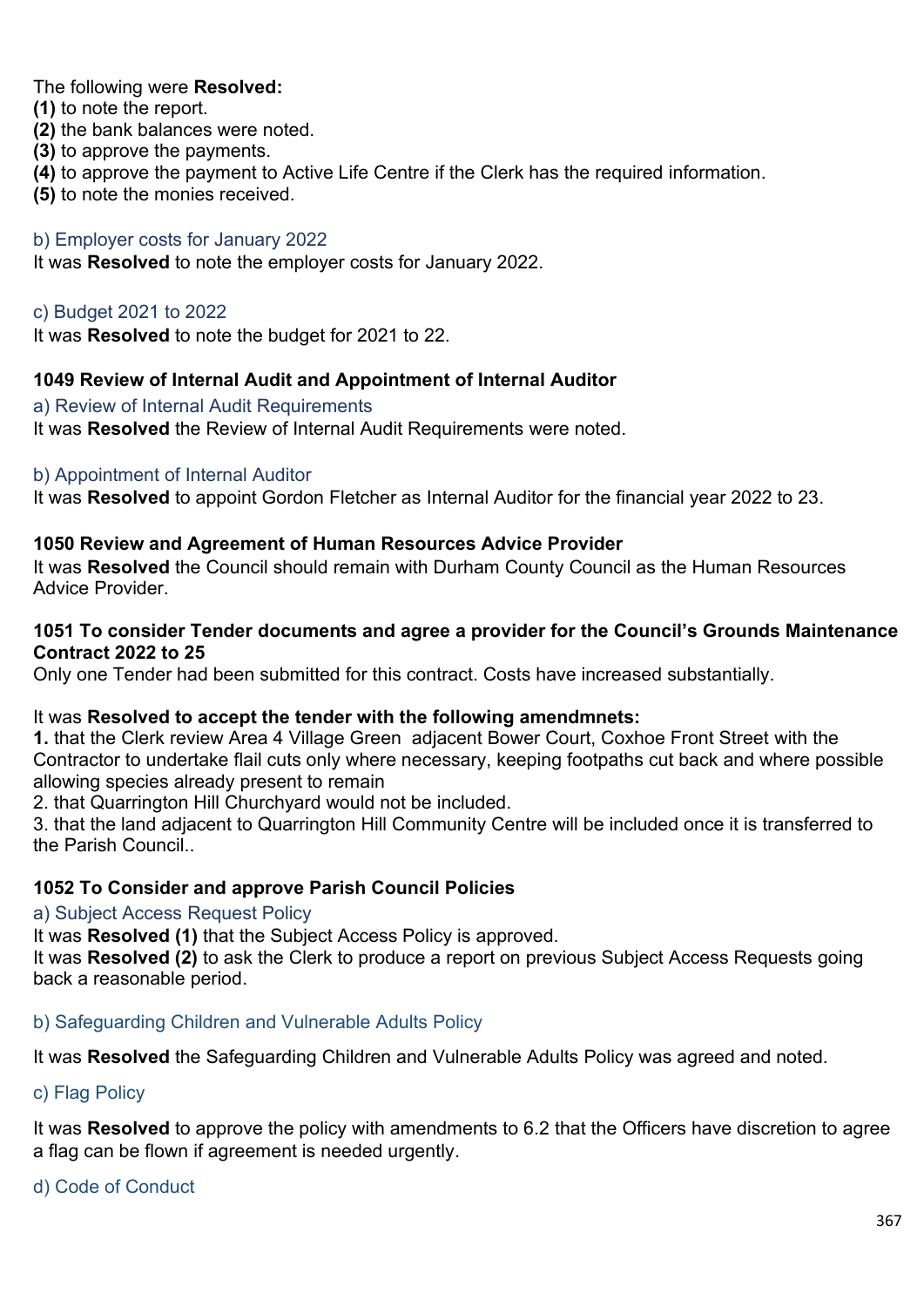The following were **Resolved:**
**(1)** to note the report.
**(2)** the bank balances were noted.
**(3)** to approve the payments.
**(4)** to approve the payment to Active Life Centre if the Clerk has the required information.
**(5)** to note the monies received.

b) Employer costs for January 2022

It was **Resolved** to note the employer costs for January 2022.

c) Budget 2021 to 2022

It was **Resolved** to note the budget for 2021 to 22.

**1049 Review of Internal Audit and Appointment of Internal Auditor**

a) Review of Internal Audit Requirements

It was **Resolved** the Review of Internal Audit Requirements were noted.

b) Appointment of Internal Auditor

It was **Resolved** to appoint Gordon Fletcher as Internal Auditor for the financial year 2022 to 23.

**1050 Review and Agreement of Human Resources Advice Provider**

It was **Resolved** the Council should remain with Durham County Council as the Human Resources Advice Provider.

**1051 To consider Tender documents and agree a provider for the Council's Grounds Maintenance Contract 2022 to 25**

Only one Tender had been submitted for this contract. Costs have increased substantially.

It was **Resolved to accept the tender with the following amendmnets:**
**1.** that the Clerk review Area 4 Village Green adjacent Bower Court, Coxhoe Front Street with the Contractor to undertake flail cuts only where necessary, keeping footpaths cut back and where possible allowing species already present to remain
2. that Quarrington Hill Churchyard would not be included.
3. that the land adjacent to Quarrington Hill Community Centre will be included once it is transferred to the Parish Council..

**1052 To Consider and approve Parish Council Policies**

a) Subject Access Request Policy

It was **Resolved (1)** that the Subject Access Policy is approved.
It was **Resolved (2)** to ask the Clerk to produce a report on previous Subject Access Requests going back a reasonable period.

b) Safeguarding Children and Vulnerable Adults Policy

It was **Resolved** the Safeguarding Children and Vulnerable Adults Policy was agreed and noted.

c) Flag Policy

It was **Resolved** to approve the policy with amendments to 6.2 that the Officers have discretion to agree a flag can be flown if agreement is needed urgently.

d) Code of Conduct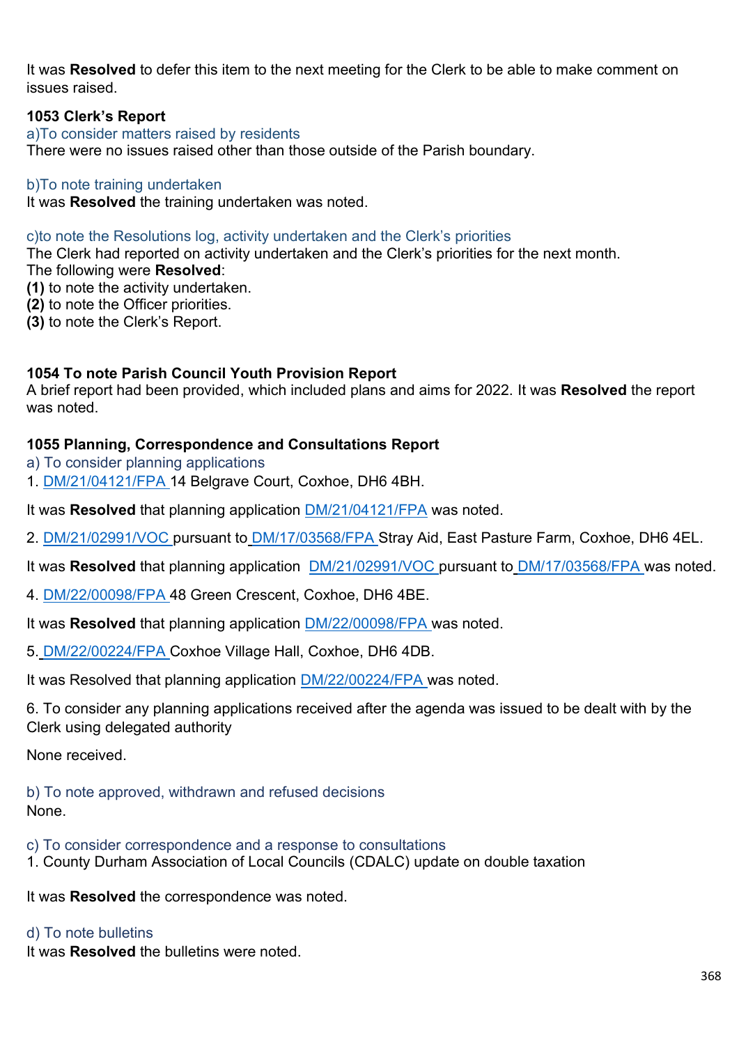It was **Resolved** to defer this item to the next meeting for the Clerk to be able to make comment on issues raised.

**1053 Clerk's Report**

a)To consider matters raised by residents

There were no issues raised other than those outside of the Parish boundary.

b)To note training undertaken

It was **Resolved** the training undertaken was noted.

c)to note the Resolutions log, activity undertaken and the Clerk's priorities

The Clerk had reported on activity undertaken and the Clerk's priorities for the next month.
The following were **Resolved**:
**(1)** to note the activity undertaken.
**(2)** to note the Officer priorities.
**(3)** to note the Clerk's Report.

**1054 To note Parish Council Youth Provision Report**

A brief report had been provided, which included plans and aims for 2022. It was **Resolved** the report was noted.

**1055 Planning, Correspondence and Consultations Report**

a) To consider planning applications

1. DM/21/04121/FPA 14 Belgrave Court, Coxhoe, DH6 4BH.

It was **Resolved** that planning application DM/21/04121/FPA was noted.

2. DM/21/02991/VOC pursuant to DM/17/03568/FPA Stray Aid, East Pasture Farm, Coxhoe, DH6 4EL.

It was **Resolved** that planning application DM/21/02991/VOC pursuant to DM/17/03568/FPA was noted.

4. DM/22/00098/FPA 48 Green Crescent, Coxhoe, DH6 4BE.

It was **Resolved** that planning application DM/22/00098/FPA was noted.

5. DM/22/00224/FPA Coxhoe Village Hall, Coxhoe, DH6 4DB.

It was Resolved that planning application DM/22/00224/FPA was noted.

6. To consider any planning applications received after the agenda was issued to be dealt with by the Clerk using delegated authority

None received.

b) To note approved, withdrawn and refused decisions

None.

c) To consider correspondence and a response to consultations

1. County Durham Association of Local Councils (CDALC) update on double taxation

It was **Resolved** the correspondence was noted.

d) To note bulletins

It was **Resolved** the bulletins were noted.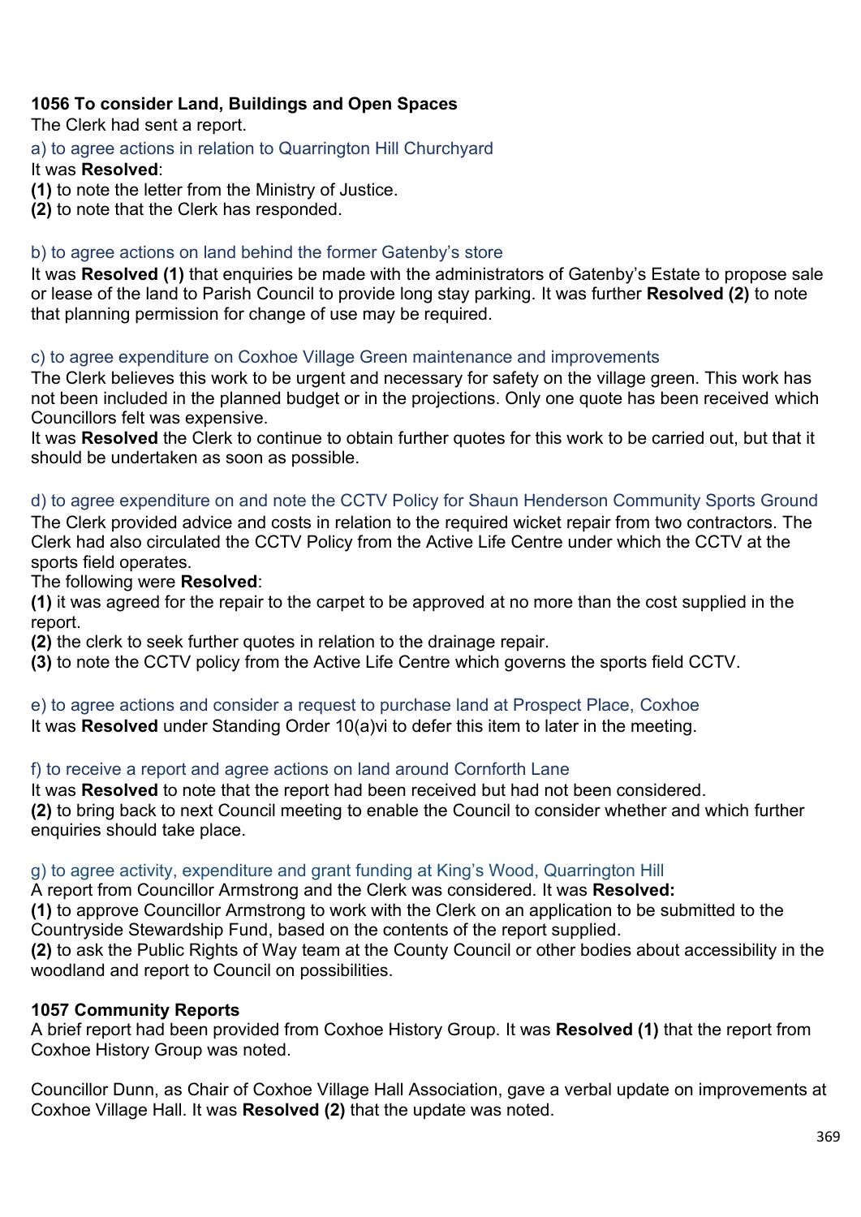**1056 To consider Land, Buildings and Open Spaces**

The Clerk had sent a report.

a) to agree actions in relation to Quarrington Hill Churchyard

It was **Resolved**:

**(1)** to note the letter from the Ministry of Justice.

**(2)** to note that the Clerk has responded.

b) to agree actions on land behind the former Gatenby's store

It was **Resolved (1)** that enquiries be made with the administrators of Gatenby's Estate to propose sale or lease of the land to Parish Council to provide long stay parking. It was further **Resolved (2)** to note that planning permission for change of use may be required.

c) to agree expenditure on Coxhoe Village Green maintenance and improvements

The Clerk believes this work to be urgent and necessary for safety on the village green. This work has not been included in the planned budget or in the projections. Only one quote has been received which Councillors felt was expensive.

It was **Resolved** the Clerk to continue to obtain further quotes for this work to be carried out, but that it should be undertaken as soon as possible.

d) to agree expenditure on and note the CCTV Policy for Shaun Henderson Community Sports Ground

The Clerk provided advice and costs in relation to the required wicket repair from two contractors. The Clerk had also circulated the CCTV Policy from the Active Life Centre under which the CCTV at the sports field operates.

The following were **Resolved**:

**(1)** it was agreed for the repair to the carpet to be approved at no more than the cost supplied in the report.

**(2)** the clerk to seek further quotes in relation to the drainage repair.

**(3)** to note the CCTV policy from the Active Life Centre which governs the sports field CCTV.

e) to agree actions and consider a request to purchase land at Prospect Place, Coxhoe

It was **Resolved** under Standing Order 10(a)vi to defer this item to later in the meeting.

f) to receive a report and agree actions on land around Cornforth Lane

It was **Resolved** to note that the report had been received but had not been considered.

**(2)** to bring back to next Council meeting to enable the Council to consider whether and which further enquiries should take place.

g) to agree activity, expenditure and grant funding at King's Wood, Quarrington Hill

A report from Councillor Armstrong and the Clerk was considered. It was **Resolved:**

**(1)** to approve Councillor Armstrong to work with the Clerk on an application to be submitted to the Countryside Stewardship Fund, based on the contents of the report supplied.

**(2)** to ask the Public Rights of Way team at the County Council or other bodies about accessibility in the woodland and report to Council on possibilities.

**1057 Community Reports**

A brief report had been provided from Coxhoe History Group. It was **Resolved (1)** that the report from Coxhoe History Group was noted.

Councillor Dunn, as Chair of Coxhoe Village Hall Association, gave a verbal update on improvements at Coxhoe Village Hall. It was **Resolved (2)** that the update was noted.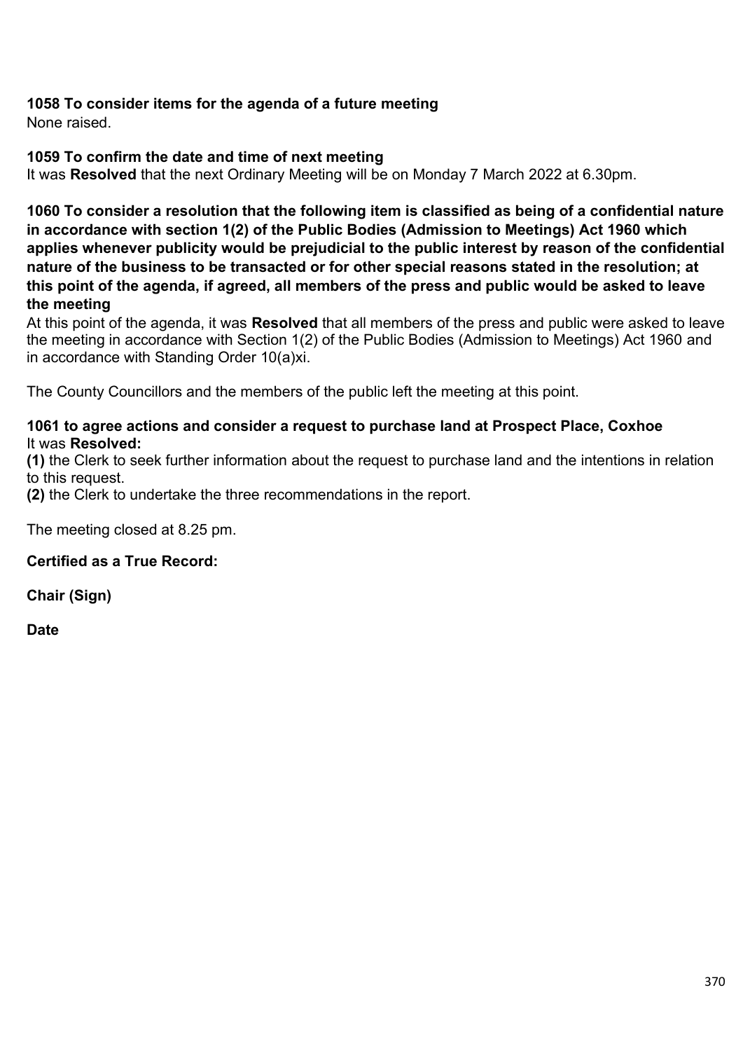**1058 To consider items for the agenda of a future meeting**
None raised.

**1059 To confirm the date and time of next meeting**
It was **Resolved** that the next Ordinary Meeting will be on Monday 7 March 2022 at 6.30pm.

**1060 To consider a resolution that the following item is classified as being of a confidential nature in accordance with section 1(2) of the Public Bodies (Admission to Meetings) Act 1960 which applies whenever publicity would be prejudicial to the public interest by reason of the confidential nature of the business to be transacted or for other special reasons stated in the resolution; at this point of the agenda, if agreed, all members of the press and public would be asked to leave the meeting**
At this point of the agenda, it was **Resolved** that all members of the press and public were asked to leave the meeting in accordance with Section 1(2) of the Public Bodies (Admission to Meetings) Act 1960 and in accordance with Standing Order 10(a)xi.

The County Councillors and the members of the public left the meeting at this point.

**1061 to agree actions and consider a request to purchase land at Prospect Place, Coxhoe**
It was **Resolved:**
**(1)** the Clerk to seek further information about the request to purchase land and the intentions in relation to this request.
**(2)** the Clerk to undertake the three recommendations in the report.

The meeting closed at 8.25 pm.

**Certified as a True Record:**

**Chair (Sign)**

**Date**